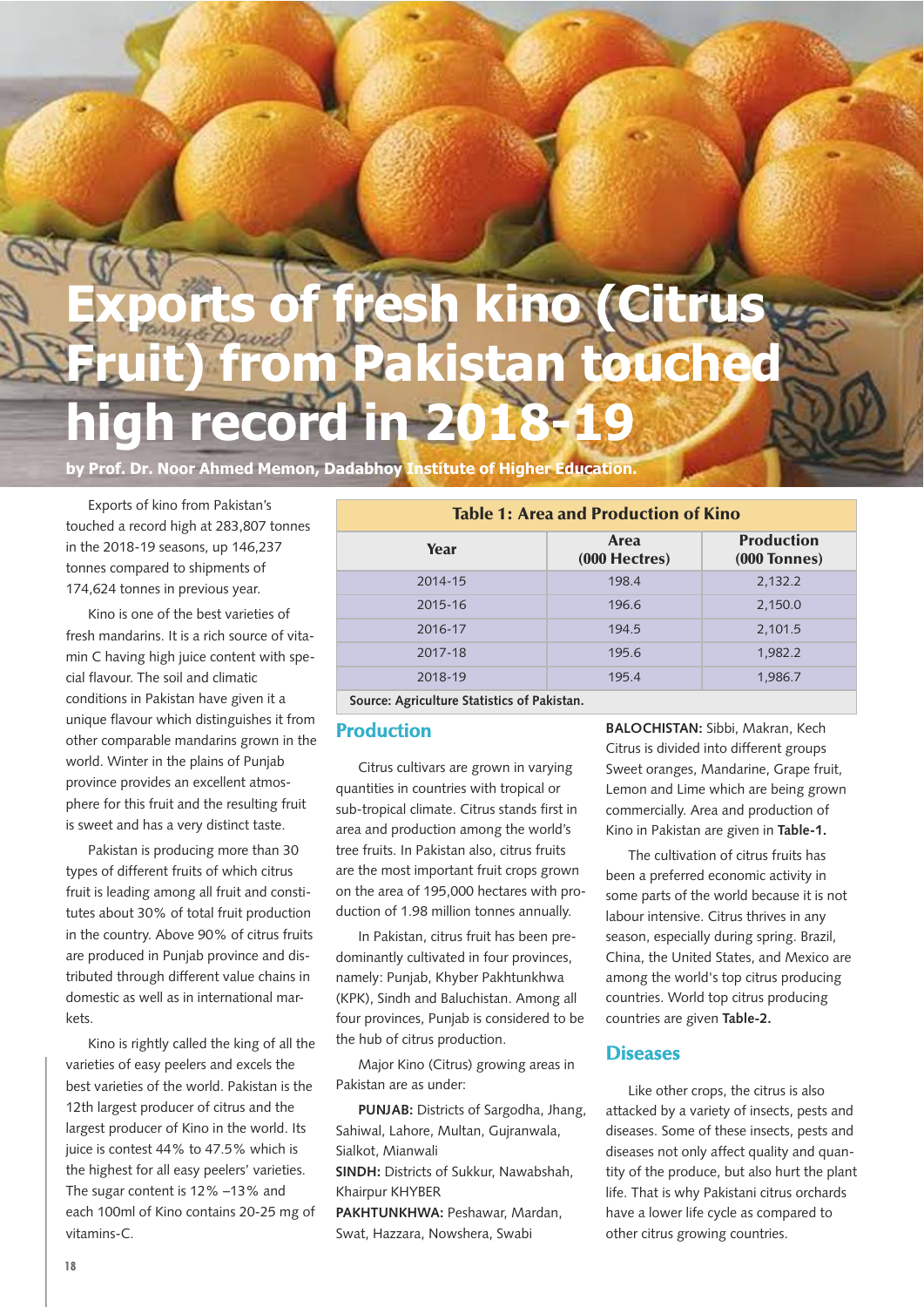# Exports of fresh kino (Citrus Fruit) from Pakistan touched high record in 2018-19

**by Prof. Dr. Noor Ahmed Memon, Dadabhoy Institute of Higher Education.**

Exports of kino from Pakistan's touched a record high at 283,807 tonnes in the 2018-19 seasons, up 146,237 tonnes compared to shipments of 174,624 tonnes in previous year.

Kino is one of the best varieties of fresh mandarins. It is a rich source of vitamin C having high juice content with special flavour. The soil and climatic conditions in Pakistan have given it a unique flavour which distinguishes it from other comparable mandarins grown in the world. Winter in the plains of Punjab province provides an excellent atmosphere for this fruit and the resulting fruit is sweet and has a very distinct taste.

Pakistan is producing more than 30 types of different fruits of which citrus fruit is leading among all fruit and constitutes about 30% of total fruit production in the country. Above 90% of citrus fruits are produced in Punjab province and distributed through different value chains in domestic as well as in international markets.

Kino is rightly called the king of all the varieties of easy peelers and excels the best varieties of the world. Pakistan is the 12th largest producer of citrus and the largest producer of Kino in the world. Its juice is contest 44% to 47.5% which is the highest for all easy peelers' varieties. The sugar content is 12% –13% and each 100ml of Kino contains 20-25 mg of vitamins-C.

**Table 1: Area and Production of Kino**

| Year | Area (000 Hectres) | Production (000 Tonnes) |
|---|---|---|
| 2014-15 | 198.4 | 2,132.2 |
| 2015-16 | 196.6 | 2,150.0 |
| 2016-17 | 194.5 | 2,101.5 |
| 2017-18 | 195.6 | 1,982.2 |
| 2018-19 | 195.4 | 1,986.7 |

**Source: Agriculture Statistics of Pakistan.**

## Production

Citrus cultivars are grown in varying quantities in countries with tropical or sub-tropical climate. Citrus stands first in area and production among the world's tree fruits. In Pakistan also, citrus fruits are the most important fruit crops grown on the area of 195,000 hectares with production of 1.98 million tonnes annually.

In Pakistan, citrus fruit has been predominantly cultivated in four provinces, namely: Punjab, Khyber Pakhtunkhwa (KPK), Sindh and Baluchistan. Among all four provinces, Punjab is considered to be the hub of citrus production.

Major Kino (Citrus) growing areas in Pakistan are as under:

**PUNJAB:** Districts of Sargodha, Jhang, Sahiwal, Lahore, Multan, Gujranwala, Sialkot, Mianwali
**SINDH:** Districts of Sukkur, Nawabshah, Khairpur KHYBER
**PAKHTUNKHWA:** Peshawar, Mardan, Swat, Hazzara, Nowshera, Swabi
**BALOCHISTAN:** Sibbi, Makran, Kech

Citrus is divided into different groups Sweet oranges, Mandarine, Grape fruit, Lemon and Lime which are being grown commercially. Area and production of Kino in Pakistan are given in **Table-1.**

The cultivation of citrus fruits has been a preferred economic activity in some parts of the world because it is not labour intensive. Citrus thrives in any season, especially during spring. Brazil, China, the United States, and Mexico are among the world's top citrus producing countries. World top citrus producing countries are given **Table-2.**

## Diseases

Like other crops, the citrus is also attacked by a variety of insects, pests and diseases. Some of these insects, pests and diseases not only affect quality and quantity of the produce, but also hurt the plant life. That is why Pakistani citrus orchards have a lower life cycle as compared to other citrus growing countries.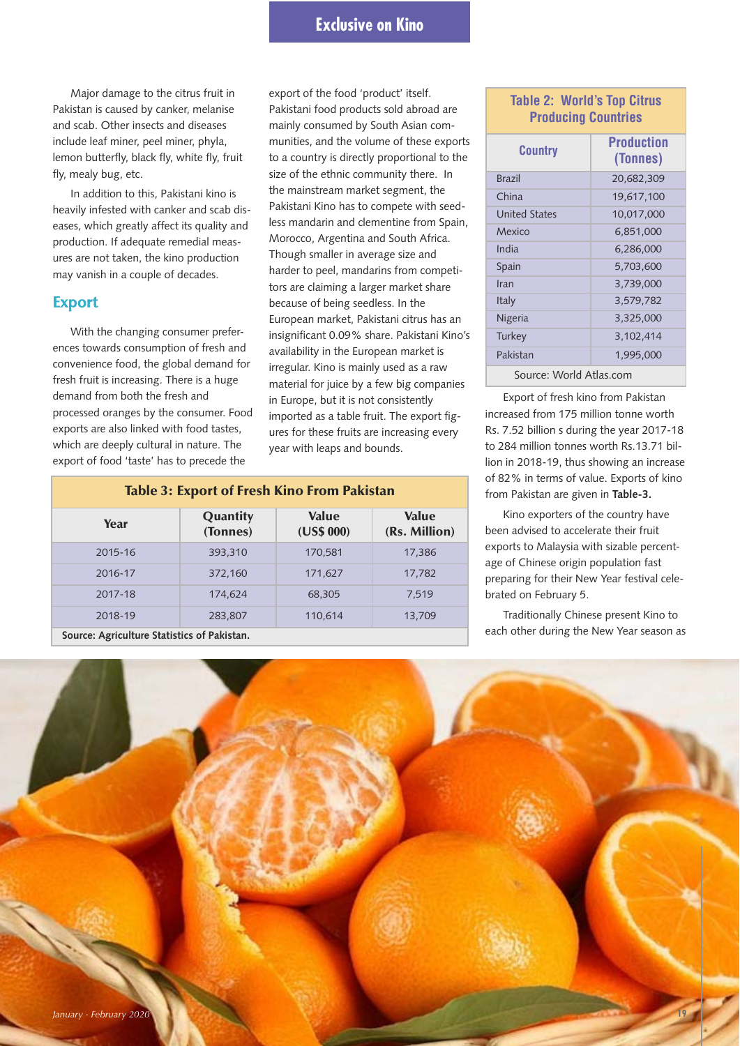Major damage to the citrus fruit in Pakistan is caused by canker, melanise and scab. Other insects and diseases include leaf miner, peel miner, phyla, lemon butterfly, black fly, white fly, fruit fly, mealy bug, etc.

In addition to this, Pakistani kino is heavily infested with canker and scab diseases, which greatly affect its quality and production. If adequate remedial measures are not taken, the kino production may vanish in a couple of decades.

## Export

With the changing consumer preferences towards consumption of fresh and convenience food, the global demand for fresh fruit is increasing. There is a huge demand from both the fresh and processed oranges by the consumer. Food exports are also linked with food tastes, which are deeply cultural in nature. The export of food 'taste' has to precede the export of the food 'product' itself. Pakistani food products sold abroad are mainly consumed by South Asian communities, and the volume of these exports to a country is directly proportional to the size of the ethnic community there. In the mainstream market segment, the Pakistani Kino has to compete with seedless mandarin and clementine from Spain, Morocco, Argentina and South Africa. Though smaller in average size and harder to peel, mandarins from competitors are claiming a larger market share because of being seedless. In the European market, Pakistani citrus has an insignificant 0.09% share. Pakistani Kino's availability in the European market is irregular. Kino is mainly used as a raw material for juice by a few big companies in Europe, but it is not consistently imported as a table fruit. The export figures for these fruits are increasing every year with leaps and bounds.

**Table 2: World's Top Citrus Producing Countries**

| Country | Production (Tonnes) |
|---|---|
| Brazil | 20,682,309 |
| China | 19,617,100 |
| United States | 10,017,000 |
| Mexico | 6,851,000 |
| India | 6,286,000 |
| Spain | 5,703,600 |
| Iran | 3,739,000 |
| Italy | 3,579,782 |
| Nigeria | 3,325,000 |
| Turkey | 3,102,414 |
| Pakistan | 1,995,000 |

Source: World Atlas.com

**Table 3: Export of Fresh Kino From Pakistan**

| Year | Quantity (Tonnes) | Value (US$ 000) | Value (Rs. Million) |
|---|---|---|---|
| 2015-16 | 393,310 | 170,581 | 17,386 |
| 2016-17 | 372,160 | 171,627 | 17,782 |
| 2017-18 | 174,624 | 68,305 | 7,519 |
| 2018-19 | 283,807 | 110,614 | 13,709 |

**Source: Agriculture Statistics of Pakistan.**

Export of fresh kino from Pakistan increased from 175 million tonne worth Rs. 7.52 billion s during the year 2017-18 to 284 million tonnes worth Rs.13.71 billion in 2018-19, thus showing an increase of 82% in terms of value. Exports of kino from Pakistan are given in **Table-3.**

Kino exporters of the country have been advised to accelerate their fruit exports to Malaysia with sizable percentage of Chinese origin population fast preparing for their New Year festival celebrated on February 5.

Traditionally Chinese present Kino to each other during the New Year season as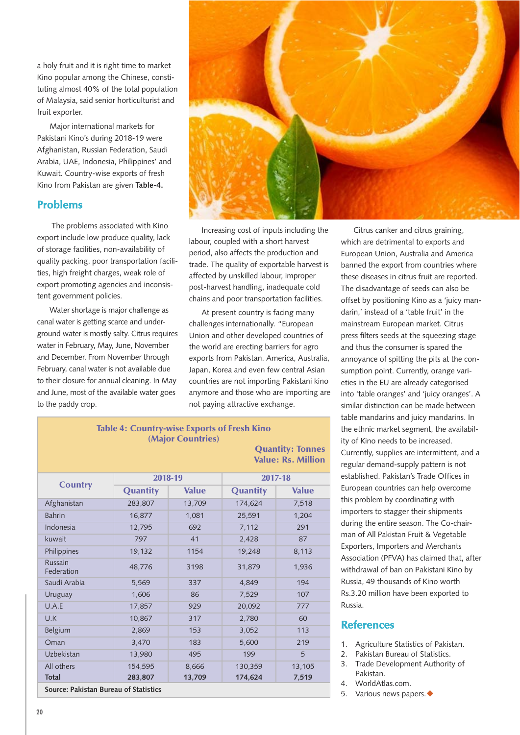a holy fruit and it is right time to market Kino popular among the Chinese, constituting almost 40% of the total population of Malaysia, said senior horticulturist and fruit exporter.

Major international markets for Pakistani Kino's during 2018-19 were Afghanistan, Russian Federation, Saudi Arabia, UAE, Indonesia, Philippines' and Kuwait. Country-wise exports of fresh Kino from Pakistan are given **Table-4.**

## Problems

The problems associated with Kino export include low produce quality, lack of storage facilities, non-availability of quality packing, poor transportation facilities, high freight charges, weak role of export promoting agencies and inconsistent government policies.

Water shortage is major challenge as canal water is getting scarce and underground water is mostly salty. Citrus requires water in February, May, June, November and December. From November through February, canal water is not available due to their closure for annual cleaning. In May and June, most of the available water goes to the paddy crop.

Increasing cost of inputs including the labour, coupled with a short harvest period, also affects the production and trade. The quality of exportable harvest is affected by unskilled labour, improper post-harvest handling, inadequate cold chains and poor transportation facilities.

At present country is facing many challenges internationally. "European Union and other developed countries of the world are erecting barriers for agro exports from Pakistan. America, Australia, Japan, Korea and even few central Asian countries are not importing Pakistani kino anymore and those who are importing are not paying attractive exchange.

**Table 4: Country-wise Exports of Fresh Kino (Major Countries)**

Quantity: Tonnes
Value: Rs. Million

| Country | 2018-19 | | 2017-18 | |
|---|---|---|---|---|
| | Quantity | Value | Quantity | Value |
| Afghanistan | 283,807 | 13,709 | 174,624 | 7,518 |
| Bahrin | 16,877 | 1,081 | 25,591 | 1,204 |
| Indonesia | 12,795 | 692 | 7,112 | 291 |
| kuwait | 797 | 41 | 2,428 | 87 |
| Philippines | 19,132 | 1154 | 19,248 | 8,113 |
| Russain Federation | 48,776 | 3198 | 31,879 | 1,936 |
| Saudi Arabia | 5,569 | 337 | 4,849 | 194 |
| Uruguay | 1,606 | 86 | 7,529 | 107 |
| U.A.E | 17,857 | 929 | 20,092 | 777 |
| U.K | 10,867 | 317 | 2,780 | 60 |
| Belgium | 2,869 | 153 | 3,052 | 113 |
| Oman | 3,470 | 183 | 5,600 | 219 |
| Uzbekistan | 13,980 | 495 | 199 | 5 |
| All others | 154,595 | 8,666 | 130,359 | 13,105 |
| **Total** | **283,807** | **13,709** | **174,624** | **7,519** |

Source: Pakistan Bureau of Statistics

Citrus canker and citrus graining, which are detrimental to exports and European Union, Australia and America banned the export from countries where these diseases in citrus fruit are reported. The disadvantage of seeds can also be offset by positioning Kino as a 'juicy mandarin,' instead of a 'table fruit' in the mainstream European market. Citrus press filters seeds at the squeezing stage and thus the consumer is spared the annoyance of spitting the pits at the consumption point. Currently, orange varieties in the EU are already categorised into 'table oranges' and 'juicy oranges'. A similar distinction can be made between table mandarins and juicy mandarins. In the ethnic market segment, the availability of Kino needs to be increased. Currently, supplies are intermittent, and a regular demand-supply pattern is not established. Pakistan's Trade Offices in European countries can help overcome this problem by coordinating with importers to stagger their shipments during the entire season. The Co-chairman of All Pakistan Fruit & Vegetable Exporters, Importers and Merchants Association (PFVA) has claimed that, after withdrawal of ban on Pakistani Kino by Russia, 49 thousands of Kino worth Rs.3.20 million have been exported to Russia.

## References

1. Agriculture Statistics of Pakistan.
2. Pakistan Bureau of Statistics.
3. Trade Development Authority of Pakistan.
4. WorldAtlas.com.
5. Various news papers.◆